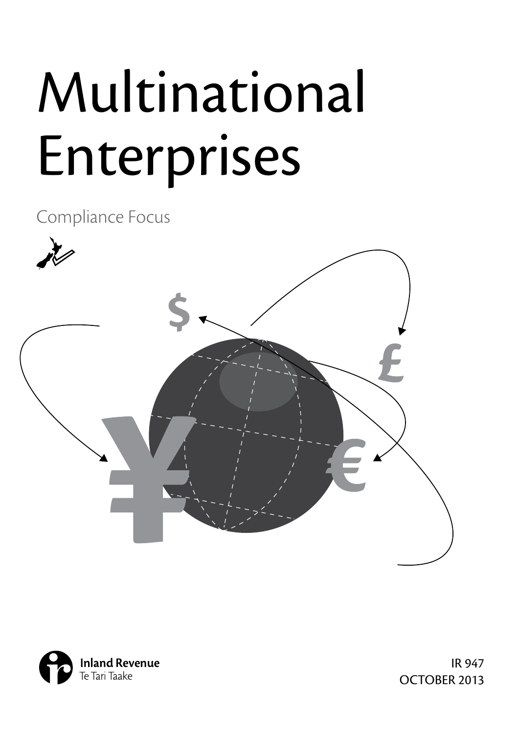# Multinational Enterprises

Compliance Focus

Inland Revenue
Te Tari Taake

IR 947
OCTOBER 2013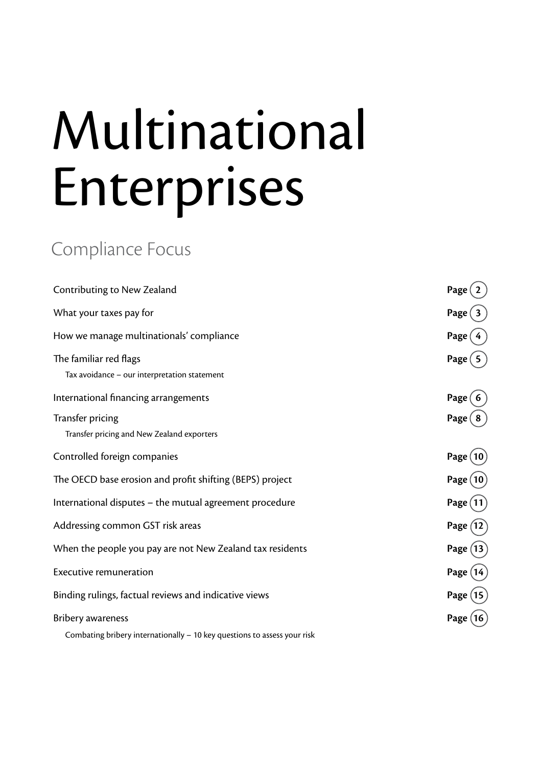# Multinational Enterprises

## Compliance Focus

| | |
|---|---|
| Contributing to New Zealand | **Page 2** |
| What your taxes pay for | **Page 3** |
| How we manage multinationals' compliance | **Page 4** |
| The familiar red flags<br>Tax avoidance – our interpretation statement | **Page 5** |
| International financing arrangements | **Page 6** |
| Transfer pricing<br>Transfer pricing and New Zealand exporters | **Page 8** |
| Controlled foreign companies | **Page 10** |
| The OECD base erosion and profit shifting (BEPS) project | **Page 10** |
| International disputes – the mutual agreement procedure | **Page 11** |
| Addressing common GST risk areas | **Page 12** |
| When the people you pay are not New Zealand tax residents | **Page 13** |
| Executive remuneration | **Page 14** |
| Binding rulings, factual reviews and indicative views | **Page 15** |
| Bribery awareness<br>Combating bribery internationally – 10 key questions to assess your risk | **Page 16** |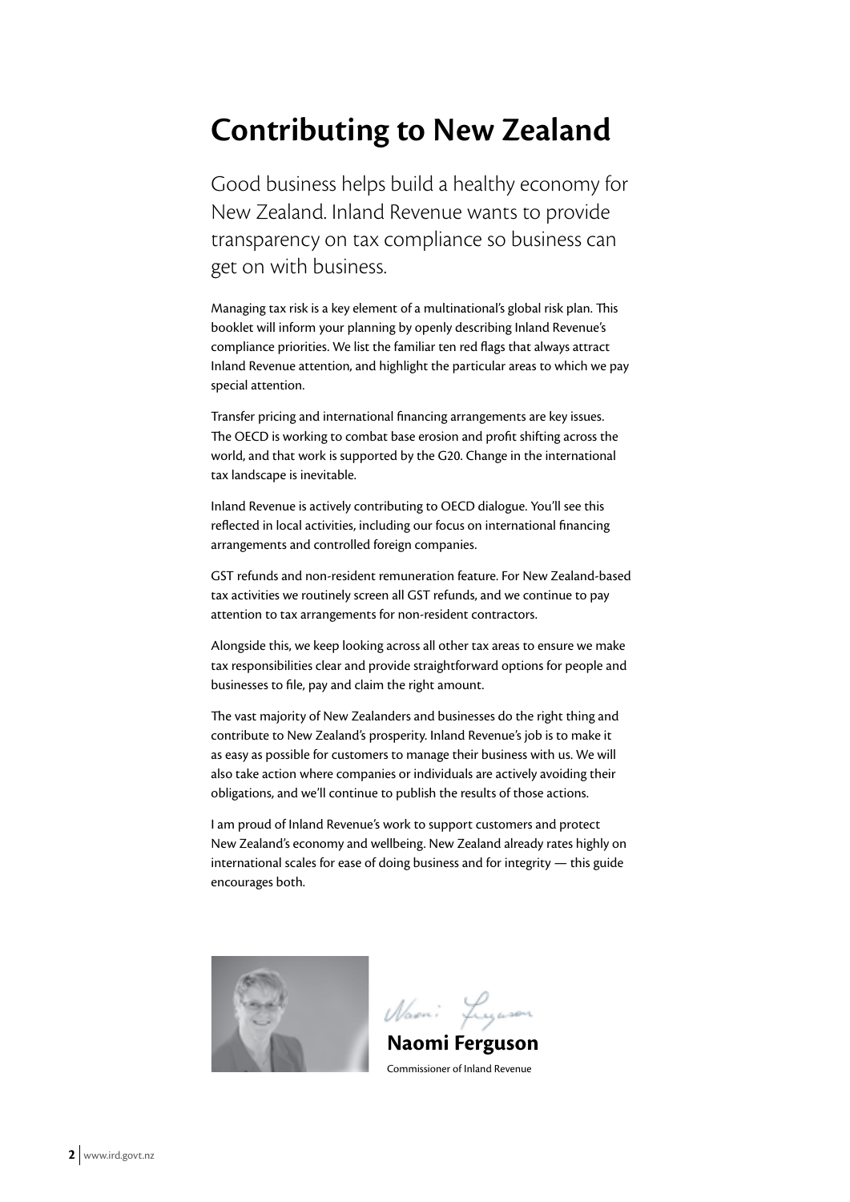# Contributing to New Zealand

Good business helps build a healthy economy for New Zealand. Inland Revenue wants to provide transparency on tax compliance so business can get on with business.

Managing tax risk is a key element of a multinational's global risk plan. This booklet will inform your planning by openly describing Inland Revenue's compliance priorities. We list the familiar ten red flags that always attract Inland Revenue attention, and highlight the particular areas to which we pay special attention.

Transfer pricing and international financing arrangements are key issues. The OECD is working to combat base erosion and profit shifting across the world, and that work is supported by the G20. Change in the international tax landscape is inevitable.

Inland Revenue is actively contributing to OECD dialogue. You'll see this reflected in local activities, including our focus on international financing arrangements and controlled foreign companies.

GST refunds and non-resident remuneration feature. For New Zealand-based tax activities we routinely screen all GST refunds, and we continue to pay attention to tax arrangements for non-resident contractors.

Alongside this, we keep looking across all other tax areas to ensure we make tax responsibilities clear and provide straightforward options for people and businesses to file, pay and claim the right amount.

The vast majority of New Zealanders and businesses do the right thing and contribute to New Zealand's prosperity. Inland Revenue's job is to make it as easy as possible for customers to manage their business with us. We will also take action where companies or individuals are actively avoiding their obligations, and we'll continue to publish the results of those actions.

I am proud of Inland Revenue's work to support customers and protect New Zealand's economy and wellbeing. New Zealand already rates highly on international scales for ease of doing business and for integrity — this guide encourages both.

**Naomi Ferguson**

Commissioner of Inland Revenue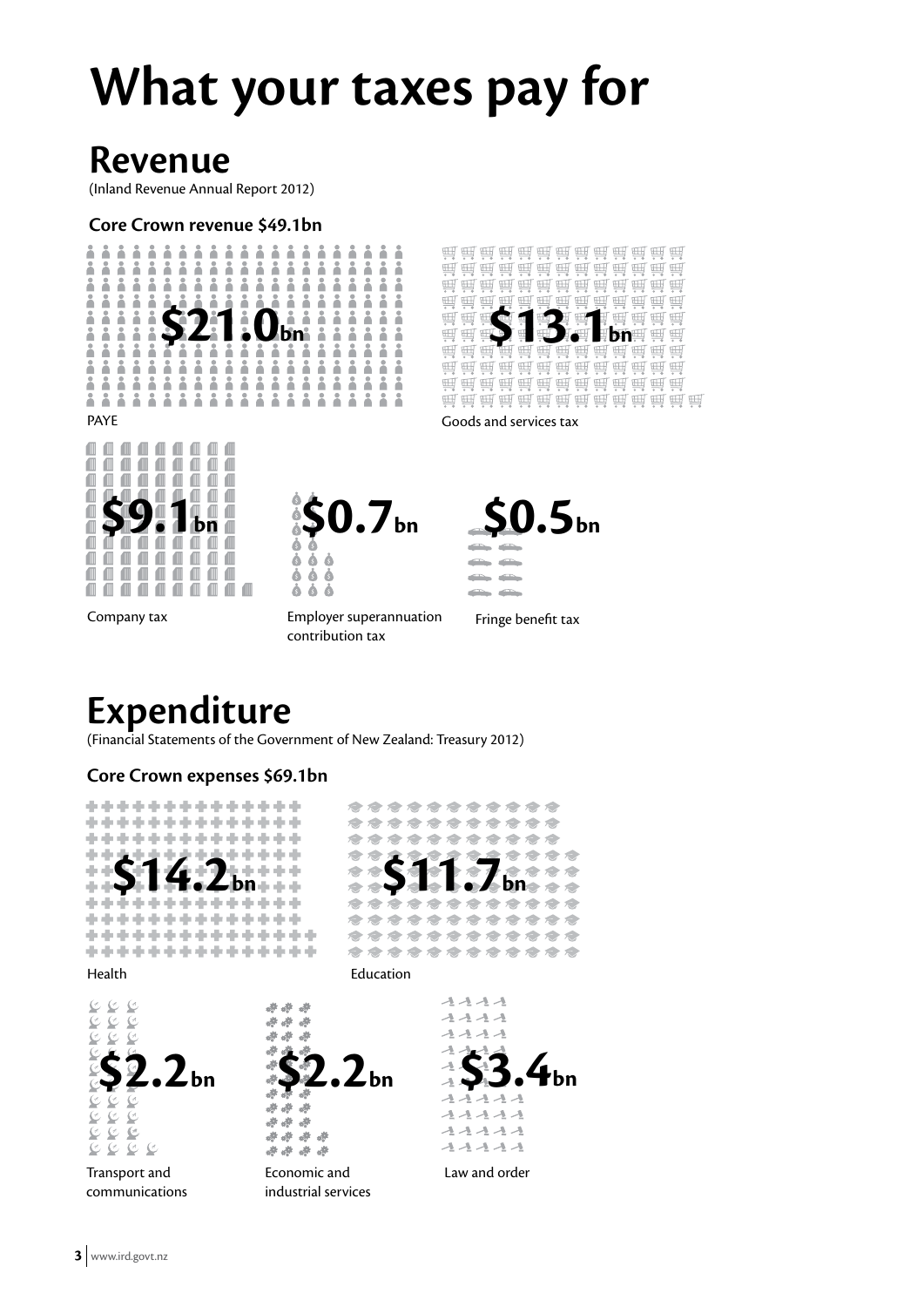# What your taxes pay for

## Revenue

(Inland Revenue Annual Report 2012)

### Core Crown revenue $49.1bn

**$21.0bn**

PAYE

**$13.1bn**

Goods and services tax

**$9.1bn**

Company tax

**$0.7bn**

Employer superannuation contribution tax

**$0.5bn**

Fringe benefit tax

## Expenditure

(Financial Statements of the Government of New Zealand: Treasury 2012)

### Core Crown expenses $69.1bn

**$14.2bn**

Health

**$11.7bn**

Education

**$2.2bn**

Transport and communications

**$2.2bn**

Economic and industrial services

**$3.4bn**

Law and order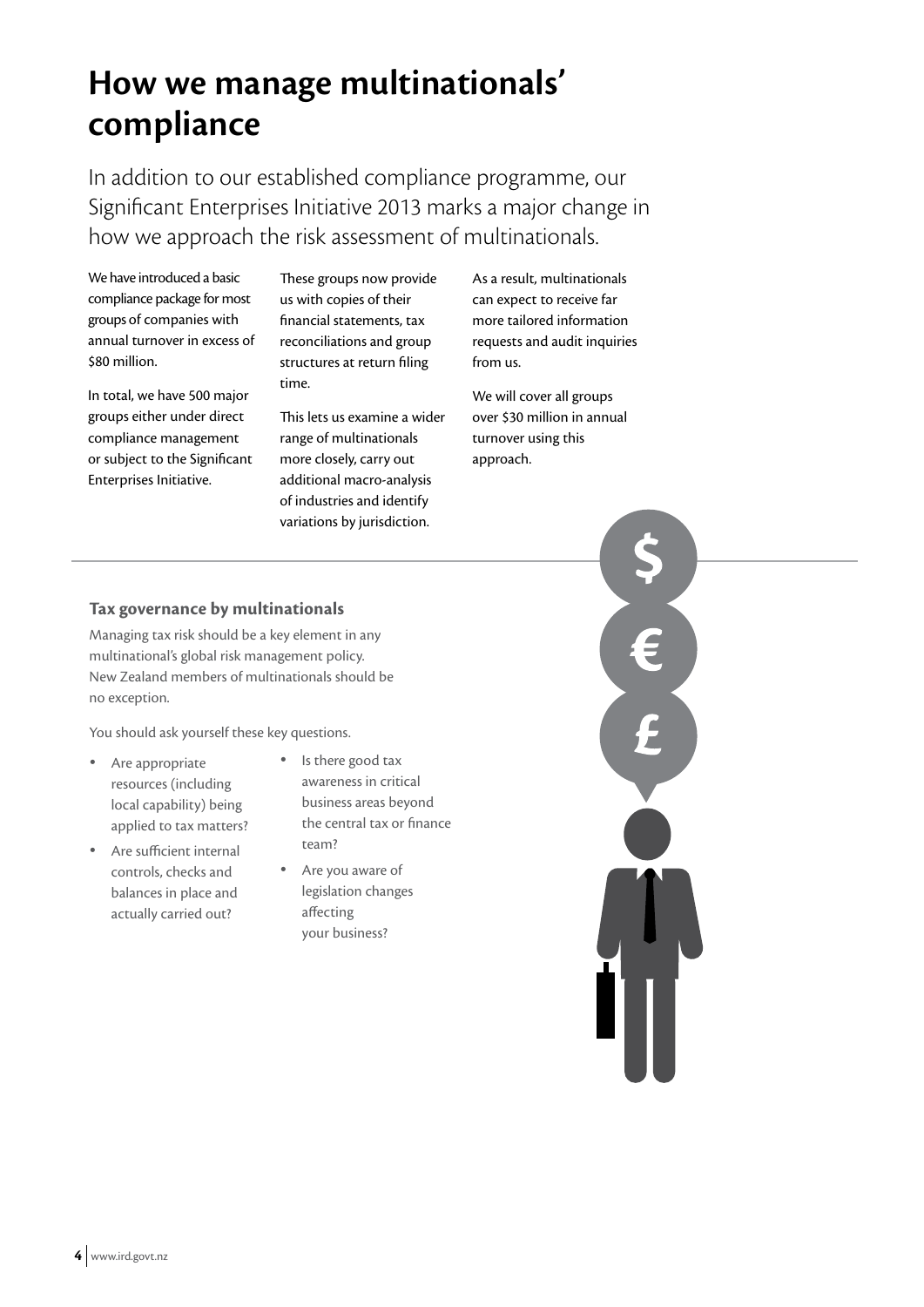# How we manage multinationals' compliance

In addition to our established compliance programme, our Significant Enterprises Initiative 2013 marks a major change in how we approach the risk assessment of multinationals.

We have introduced a basic compliance package for most groups of companies with annual turnover in excess of $80 million.

In total, we have 500 major groups either under direct compliance management or subject to the Significant Enterprises Initiative.

These groups now provide us with copies of their financial statements, tax reconciliations and group structures at return filing time.

This lets us examine a wider range of multinationals more closely, carry out additional macro-analysis of industries and identify variations by jurisdiction.

As a result, multinationals can expect to receive far more tailored information requests and audit inquiries from us.

We will cover all groups over $30 million in annual turnover using this approach.

### Tax governance by multinationals

Managing tax risk should be a key element in any multinational's global risk management policy. New Zealand members of multinationals should be no exception.

You should ask yourself these key questions.

- Are appropriate resources (including local capability) being applied to tax matters?
- Are sufficient internal controls, checks and balances in place and actually carried out?
- Is there good tax awareness in critical business areas beyond the central tax or finance team?
- Are you aware of legislation changes affecting your business?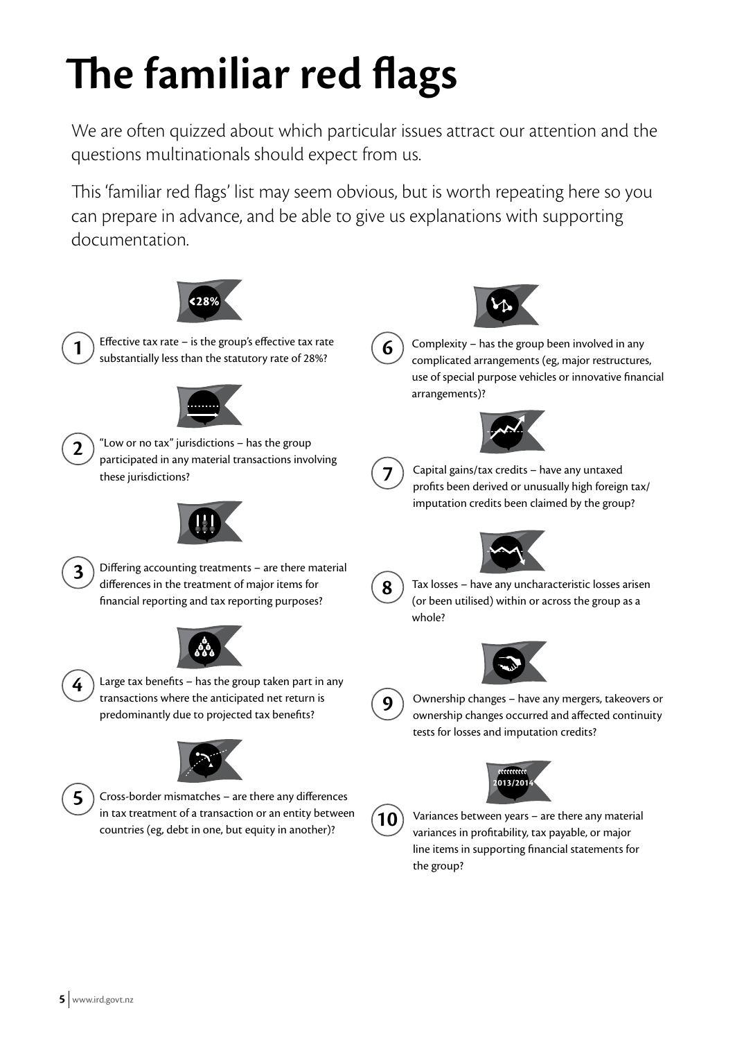# The familiar red flags

We are often quizzed about which particular issues attract our attention and the questions multinationals should expect from us.

This 'familiar red flags' list may seem obvious, but is worth repeating here so you can prepare in advance, and be able to give us explanations with supporting documentation.

1. Effective tax rate – is the group's effective tax rate substantially less than the statutory rate of 28%?
2. "Low or no tax" jurisdictions – has the group participated in any material transactions involving these jurisdictions?
3. Differing accounting treatments – are there material differences in the treatment of major items for financial reporting and tax reporting purposes?
4. Large tax benefits – has the group taken part in any transactions where the anticipated net return is predominantly due to projected tax benefits?
5. Cross-border mismatches – are there any differences in tax treatment of a transaction or an entity between countries (eg, debt in one, but equity in another)?
6. Complexity – has the group been involved in any complicated arrangements (eg, major restructures, use of special purpose vehicles or innovative financial arrangements)?
7. Capital gains/tax credits – have any untaxed profits been derived or unusually high foreign tax/imputation credits been claimed by the group?
8. Tax losses – have any uncharacteristic losses arisen (or been utilised) within or across the group as a whole?
9. Ownership changes – have any mergers, takeovers or ownership changes occurred and affected continuity tests for losses and imputation credits?
10. Variances between years – are there any material variances in profitability, tax payable, or major line items in supporting financial statements for the group?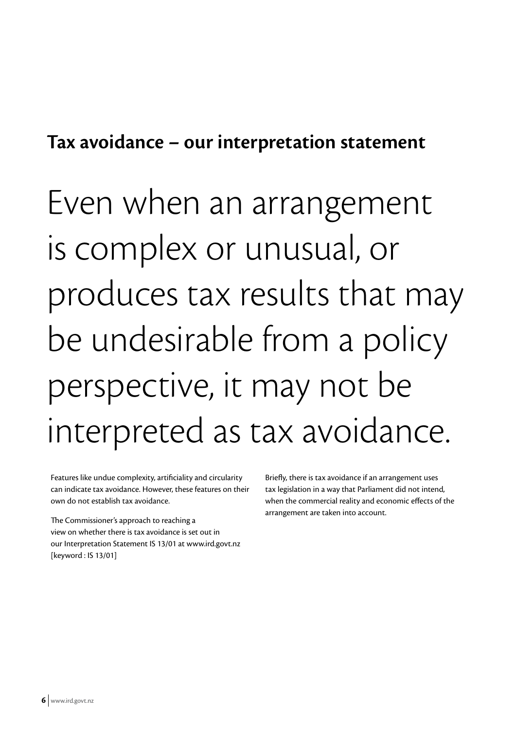## Tax avoidance – our interpretation statement

# Even when an arrangement is complex or unusual, or produces tax results that may be undesirable from a policy perspective, it may not be interpreted as tax avoidance.

Features like undue complexity, artificiality and circularity can indicate tax avoidance. However, these features on their own do not establish tax avoidance.

The Commissioner's approach to reaching a view on whether there is tax avoidance is set out in our Interpretation Statement IS 13/01 at www.ird.govt.nz [keyword : IS 13/01]

Briefly, there is tax avoidance if an arrangement uses tax legislation in a way that Parliament did not intend, when the commercial reality and economic effects of the arrangement are taken into account.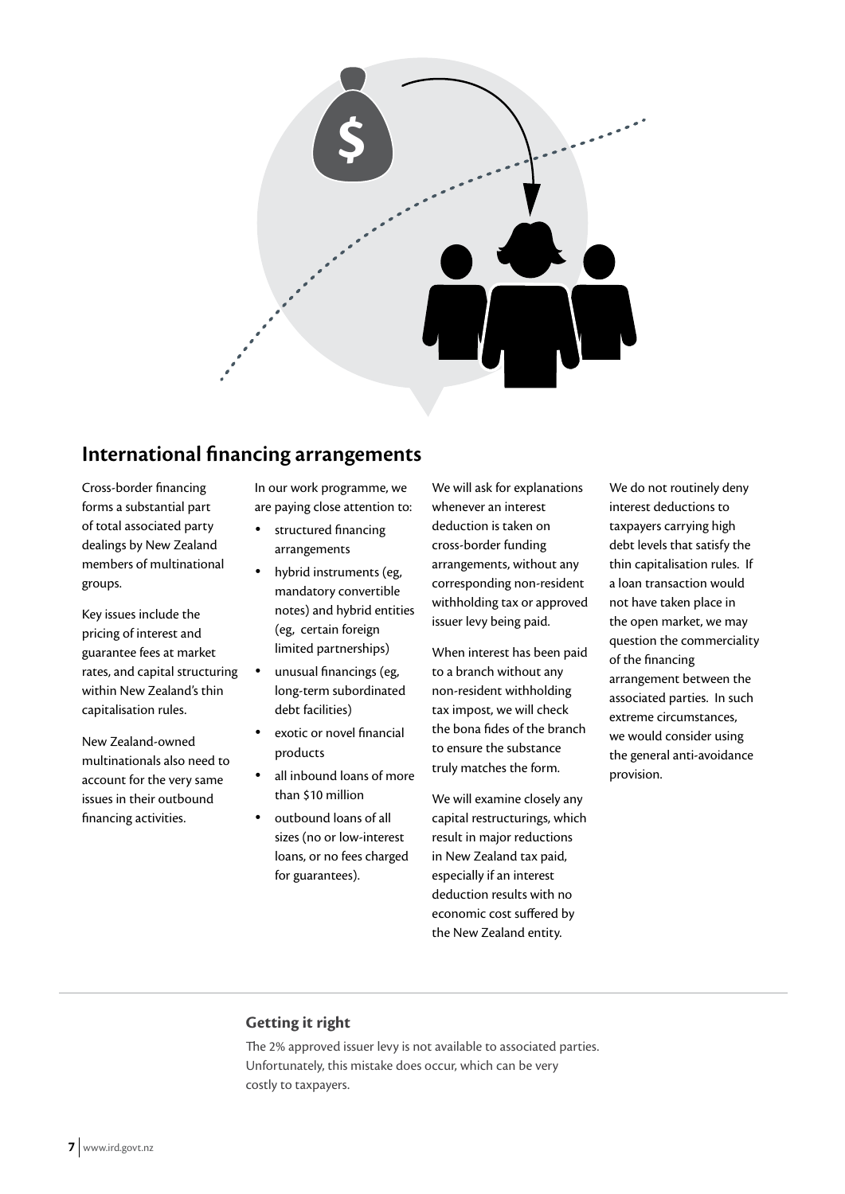## International financing arrangements

Cross-border financing forms a substantial part of total associated party dealings by New Zealand members of multinational groups.

Key issues include the pricing of interest and guarantee fees at market rates, and capital structuring within New Zealand's thin capitalisation rules.

New Zealand-owned multinationals also need to account for the very same issues in their outbound financing activities.

In our work programme, we are paying close attention to:

- structured financing arrangements
- hybrid instruments (eg, mandatory convertible notes) and hybrid entities (eg, certain foreign limited partnerships)
- unusual financings (eg, long-term subordinated debt facilities)
- exotic or novel financial products
- all inbound loans of more than $10 million
- outbound loans of all sizes (no or low-interest loans, or no fees charged for guarantees).

We will ask for explanations whenever an interest deduction is taken on cross-border funding arrangements, without any corresponding non-resident withholding tax or approved issuer levy being paid.

When interest has been paid to a branch without any non-resident withholding tax impost, we will check the bona fides of the branch to ensure the substance truly matches the form.

We will examine closely any capital restructurings, which result in major reductions in New Zealand tax paid, especially if an interest deduction results with no economic cost suffered by the New Zealand entity.

We do not routinely deny interest deductions to taxpayers carrying high debt levels that satisfy the thin capitalisation rules. If a loan transaction would not have taken place in the open market, we may question the commerciality of the financing arrangement between the associated parties. In such extreme circumstances, we would consider using the general anti-avoidance provision.

### Getting it right

The 2% approved issuer levy is not available to associated parties. Unfortunately, this mistake does occur, which can be very costly to taxpayers.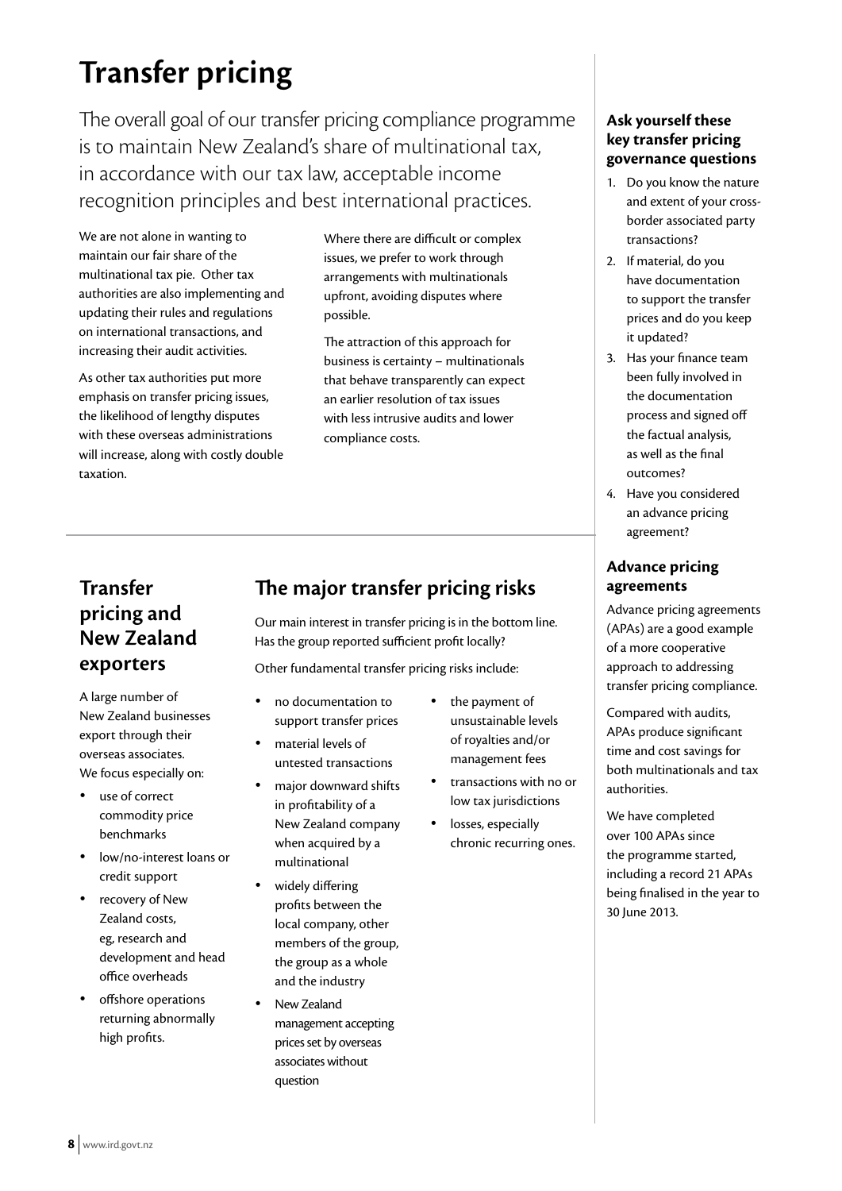# Transfer pricing

The overall goal of our transfer pricing compliance programme is to maintain New Zealand's share of multinational tax, in accordance with our tax law, acceptable income recognition principles and best international practices.

We are not alone in wanting to maintain our fair share of the multinational tax pie. Other tax authorities are also implementing and updating their rules and regulations on international transactions, and increasing their audit activities.

As other tax authorities put more emphasis on transfer pricing issues, the likelihood of lengthy disputes with these overseas administrations will increase, along with costly double taxation.

Where there are difficult or complex issues, we prefer to work through arrangements with multinationals upfront, avoiding disputes where possible.

The attraction of this approach for business is certainty – multinationals that behave transparently can expect an earlier resolution of tax issues with less intrusive audits and lower compliance costs.

### Ask yourself these key transfer pricing governance questions

1. Do you know the nature and extent of your cross-border associated party transactions?
2. If material, do you have documentation to support the transfer prices and do you keep it updated?
3. Has your finance team been fully involved in the documentation process and signed off the factual analysis, as well as the final outcomes?
4. Have you considered an advance pricing agreement?

## Transfer pricing and New Zealand exporters

A large number of New Zealand businesses export through their overseas associates. We focus especially on:

- use of correct commodity price benchmarks
- low/no-interest loans or credit support
- recovery of New Zealand costs, eg, research and development and head office overheads
- offshore operations returning abnormally high profits.

## The major transfer pricing risks

Our main interest in transfer pricing is in the bottom line. Has the group reported sufficient profit locally?

Other fundamental transfer pricing risks include:

- no documentation to support transfer prices
- material levels of untested transactions
- major downward shifts in profitability of a New Zealand company when acquired by a multinational
- widely differing profits between the local company, other members of the group, the group as a whole and the industry
- New Zealand management accepting prices set by overseas associates without question
- the payment of unsustainable levels of royalties and/or management fees
- transactions with no or low tax jurisdictions
- losses, especially chronic recurring ones.

### Advance pricing agreements

Advance pricing agreements (APAs) are a good example of a more cooperative approach to addressing transfer pricing compliance.

Compared with audits, APAs produce significant time and cost savings for both multinationals and tax authorities.

We have completed over 100 APAs since the programme started, including a record 21 APAs being finalised in the year to 30 June 2013.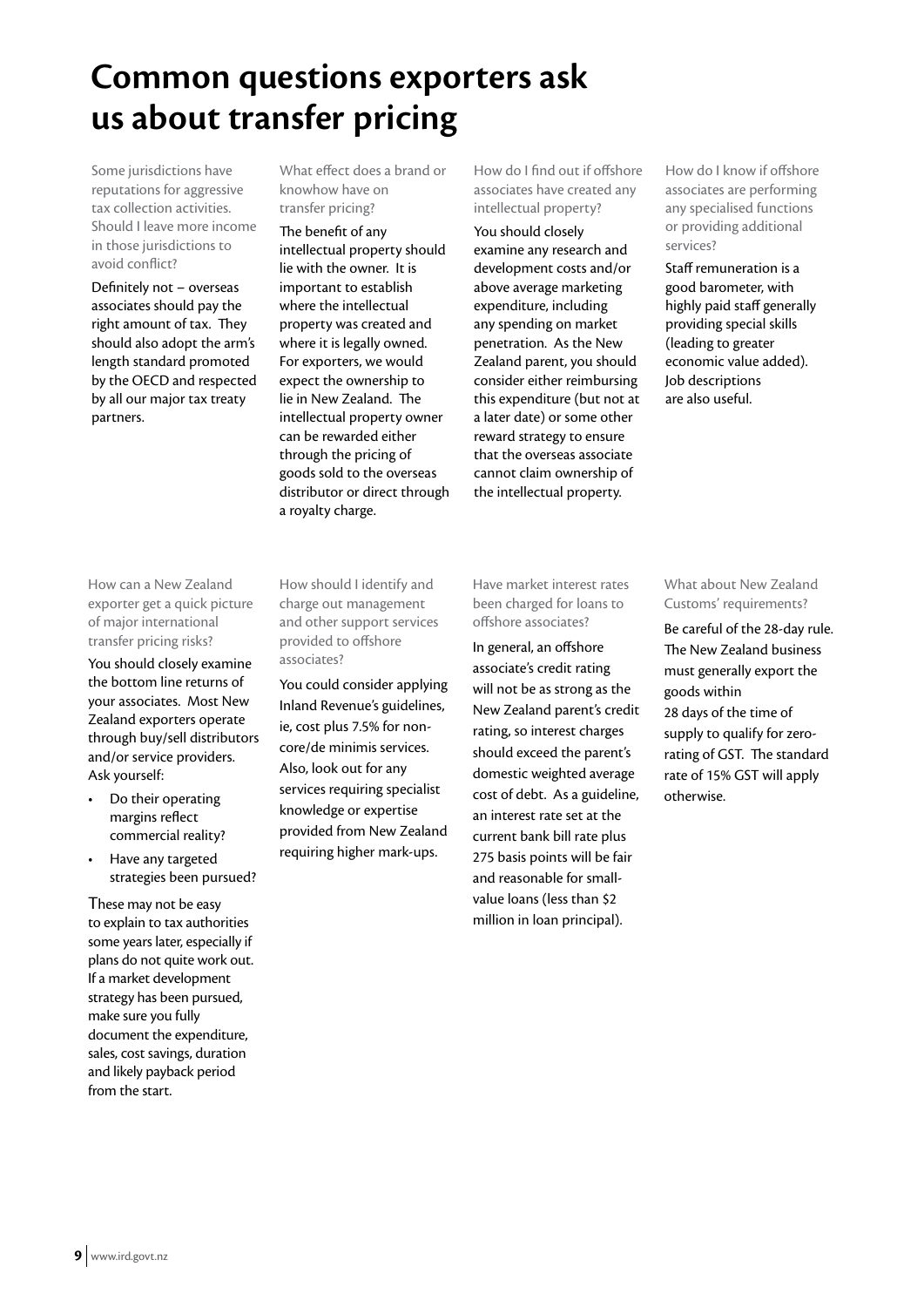# Common questions exporters ask us about transfer pricing

Some jurisdictions have reputations for aggressive tax collection activities. Should I leave more income in those jurisdictions to avoid conflict?

Definitely not – overseas associates should pay the right amount of tax. They should also adopt the arm's length standard promoted by the OECD and respected by all our major tax treaty partners.

What effect does a brand or knowhow have on transfer pricing?

The benefit of any intellectual property should lie with the owner. It is important to establish where the intellectual property was created and where it is legally owned. For exporters, we would expect the ownership to lie in New Zealand. The intellectual property owner can be rewarded either through the pricing of goods sold to the overseas distributor or direct through a royalty charge.

How do I find out if offshore associates have created any intellectual property?

You should closely examine any research and development costs and/or above average marketing expenditure, including any spending on market penetration. As the New Zealand parent, you should consider either reimbursing this expenditure (but not at a later date) or some other reward strategy to ensure that the overseas associate cannot claim ownership of the intellectual property.

How do I know if offshore associates are performing any specialised functions or providing additional services?

Staff remuneration is a good barometer, with highly paid staff generally providing special skills (leading to greater economic value added). Job descriptions are also useful.

How can a New Zealand exporter get a quick picture of major international transfer pricing risks?

You should closely examine the bottom line returns of your associates. Most New Zealand exporters operate through buy/sell distributors and/or service providers. Ask yourself:

- Do their operating margins reflect commercial reality?
- Have any targeted strategies been pursued?

These may not be easy to explain to tax authorities some years later, especially if plans do not quite work out. If a market development strategy has been pursued, make sure you fully document the expenditure, sales, cost savings, duration and likely payback period from the start.

How should I identify and charge out management and other support services provided to offshore associates?

You could consider applying Inland Revenue's guidelines, ie, cost plus 7.5% for non-core/de minimis services. Also, look out for any services requiring specialist knowledge or expertise provided from New Zealand requiring higher mark-ups.

Have market interest rates been charged for loans to offshore associates?

In general, an offshore associate's credit rating will not be as strong as the New Zealand parent's credit rating, so interest charges should exceed the parent's domestic weighted average cost of debt. As a guideline, an interest rate set at the current bank bill rate plus 275 basis points will be fair and reasonable for small-value loans (less than $2 million in loan principal).

What about New Zealand Customs' requirements?

Be careful of the 28-day rule. The New Zealand business must generally export the goods within 28 days of the time of supply to qualify for zero-rating of GST. The standard rate of 15% GST will apply otherwise.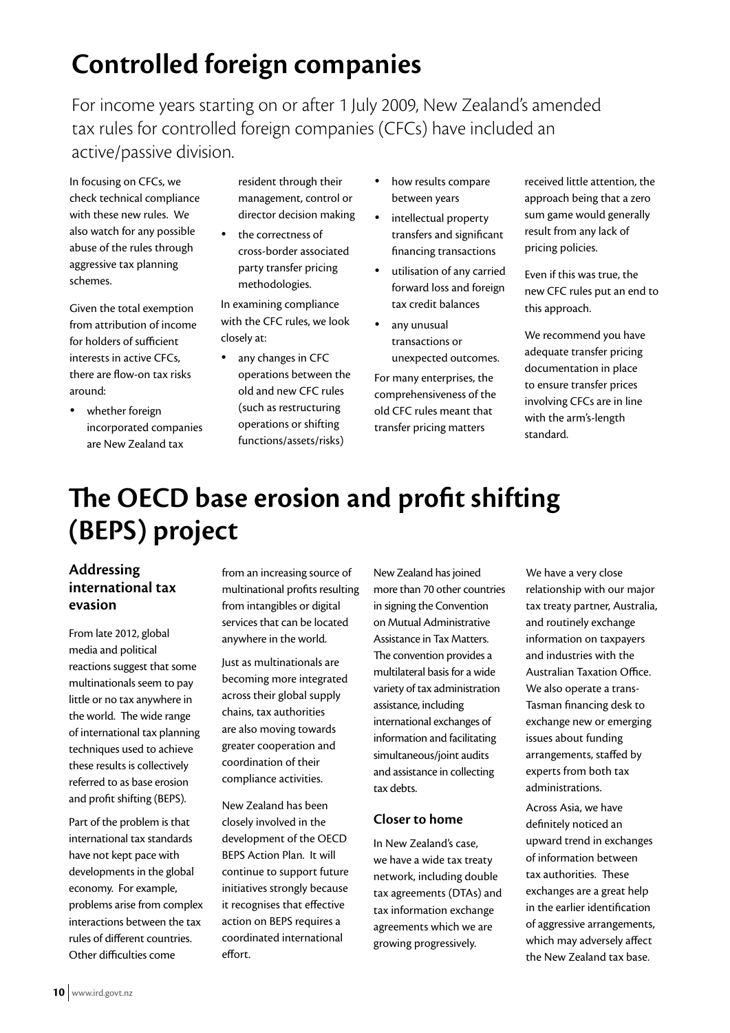# Controlled foreign companies

For income years starting on or after 1 July 2009, New Zealand's amended tax rules for controlled foreign companies (CFCs) have included an active/passive division.

In focusing on CFCs, we check technical compliance with these new rules. We also watch for any possible abuse of the rules through aggressive tax planning schemes.

Given the total exemption from attribution of income for holders of sufficient interests in active CFCs, there are flow-on tax risks around:

- whether foreign incorporated companies are New Zealand tax resident through their management, control or director decision making
- the correctness of cross-border associated party transfer pricing methodologies.

In examining compliance with the CFC rules, we look closely at:

- any changes in CFC operations between the old and new CFC rules (such as restructuring operations or shifting functions/assets/risks)
- how results compare between years
- intellectual property transfers and significant financing transactions
- utilisation of any carried forward loss and foreign tax credit balances
- any unusual transactions or unexpected outcomes.

For many enterprises, the comprehensiveness of the old CFC rules meant that transfer pricing matters received little attention, the approach being that a zero sum game would generally result from any lack of pricing policies.

Even if this was true, the new CFC rules put an end to this approach.

We recommend you have adequate transfer pricing documentation in place to ensure transfer prices involving CFCs are in line with the arm's-length standard.

# The OECD base erosion and profit shifting (BEPS) project

## Addressing international tax evasion

From late 2012, global media and political reactions suggest that some multinationals seem to pay little or no tax anywhere in the world. The wide range of international tax planning techniques used to achieve these results is collectively referred to as base erosion and profit shifting (BEPS).

Part of the problem is that international tax standards have not kept pace with developments in the global economy. For example, problems arise from complex interactions between the tax rules of different countries. Other difficulties come from an increasing source of multinational profits resulting from intangibles or digital services that can be located anywhere in the world.

Just as multinationals are becoming more integrated across their global supply chains, tax authorities are also moving towards greater cooperation and coordination of their compliance activities.

New Zealand has been closely involved in the development of the OECD BEPS Action Plan. It will continue to support future initiatives strongly because it recognises that effective action on BEPS requires a coordinated international effort.

New Zealand has joined more than 70 other countries in signing the Convention on Mutual Administrative Assistance in Tax Matters. The convention provides a multilateral basis for a wide variety of tax administration assistance, including international exchanges of information and facilitating simultaneous/joint audits and assistance in collecting tax debts.

## Closer to home

In New Zealand's case, we have a wide tax treaty network, including double tax agreements (DTAs) and tax information exchange agreements which we are growing progressively.

We have a very close relationship with our major tax treaty partner, Australia, and routinely exchange information on taxpayers and industries with the Australian Taxation Office. We also operate a trans-Tasman financing desk to exchange new or emerging issues about funding arrangements, staffed by experts from both tax administrations.

Across Asia, we have definitely noticed an upward trend in exchanges of information between tax authorities. These exchanges are a great help in the earlier identification of aggressive arrangements, which may adversely affect the New Zealand tax base.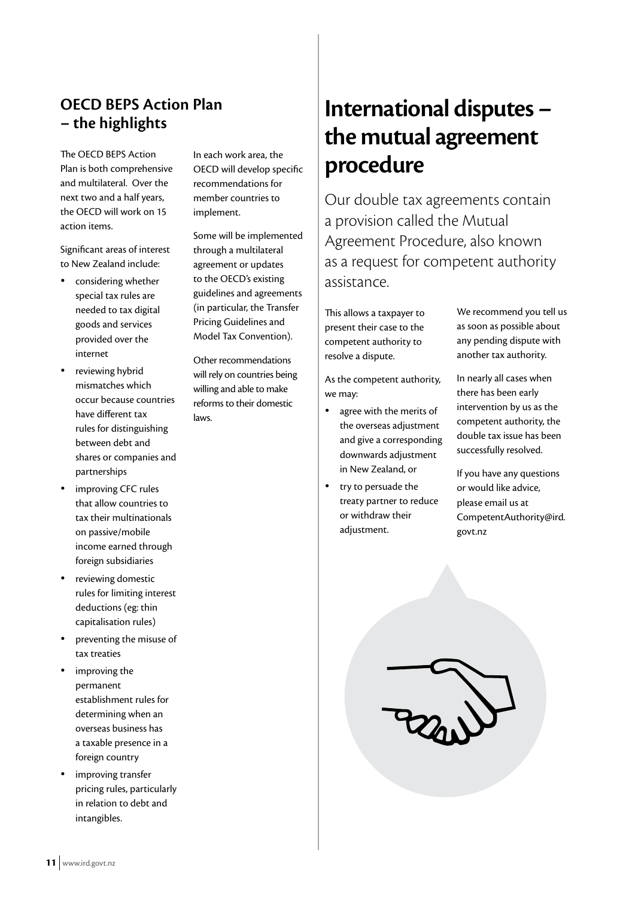## OECD BEPS Action Plan – the highlights

The OECD BEPS Action Plan is both comprehensive and multilateral. Over the next two and a half years, the OECD will work on 15 action items.

Significant areas of interest to New Zealand include:

- considering whether special tax rules are needed to tax digital goods and services provided over the internet
- reviewing hybrid mismatches which occur because countries have different tax rules for distinguishing between debt and shares or companies and partnerships
- improving CFC rules that allow countries to tax their multinationals on passive/mobile income earned through foreign subsidiaries
- reviewing domestic rules for limiting interest deductions (eg: thin capitalisation rules)
- preventing the misuse of tax treaties
- improving the permanent establishment rules for determining when an overseas business has a taxable presence in a foreign country
- improving transfer pricing rules, particularly in relation to debt and intangibles.

In each work area, the OECD will develop specific recommendations for member countries to implement.

Some will be implemented through a multilateral agreement or updates to the OECD's existing guidelines and agreements (in particular, the Transfer Pricing Guidelines and Model Tax Convention).

Other recommendations will rely on countries being willing and able to make reforms to their domestic laws.

# International disputes – the mutual agreement procedure

Our double tax agreements contain a provision called the Mutual Agreement Procedure, also known as a request for competent authority assistance.

This allows a taxpayer to present their case to the competent authority to resolve a dispute.

As the competent authority, we may:

- agree with the merits of the overseas adjustment and give a corresponding downwards adjustment in New Zealand, or
- try to persuade the treaty partner to reduce or withdraw their adjustment.

We recommend you tell us as soon as possible about any pending dispute with another tax authority.

In nearly all cases when there has been early intervention by us as the competent authority, the double tax issue has been successfully resolved.

If you have any questions or would like advice, please email us at CompetentAuthority@ird.govt.nz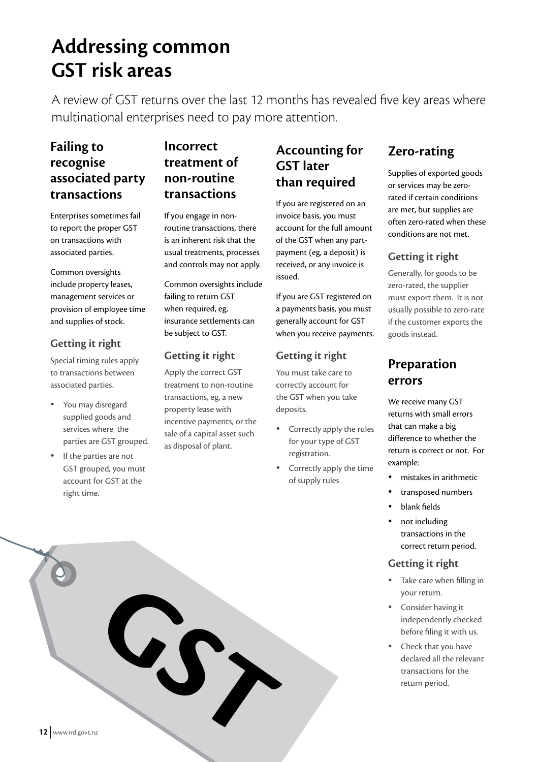# Addressing common GST risk areas

A review of GST returns over the last 12 months has revealed five key areas where multinational enterprises need to pay more attention.

## Failing to recognise associated party transactions

Enterprises sometimes fail to report the proper GST on transactions with associated parties.

Common oversights include property leases, management services or provision of employee time and supplies of stock.

### Getting it right

Special timing rules apply to transactions between associated parties.

- You may disregard supplied goods and services where the parties are GST grouped.
- If the parties are not GST grouped, you must account for GST at the right time.

## Incorrect treatment of non-routine transactions

If you engage in non-routine transactions, there is an inherent risk that the usual treatments, processes and controls may not apply.

Common oversights include failing to return GST when required, eg, insurance settlements can be subject to GST.

### Getting it right

Apply the correct GST treatment to non-routine transactions, eg, a new property lease with incentive payments, or the sale of a capital asset such as disposal of plant.

## Accounting for GST later than required

If you are registered on an invoice basis, you must account for the full amount of the GST when any part-payment (eg, a deposit) is received, or any invoice is issued.

If you are GST registered on a payments basis, you must generally account for GST when you receive payments.

### Getting it right

You must take care to correctly account for the GST when you take deposits.

- Correctly apply the rules for your type of GST registration.
- Correctly apply the time of supply rules

## Zero-rating

Supplies of exported goods or services may be zero-rated if certain conditions are met, but supplies are often zero-rated when these conditions are not met.

### Getting it right

Generally, for goods to be zero-rated, the supplier must export them. It is not usually possible to zero-rate if the customer exports the goods instead.

## Preparation errors

We receive many GST returns with small errors that can make a big difference to whether the return is correct or not. For example:

- mistakes in arithmetic
- transposed numbers
- blank fields
- not including transactions in the correct return period.

### Getting it right

- Take care when filling in your return.
- Consider having it independently checked before filing it with us.
- Check that you have declared all the relevant transactions for the return period.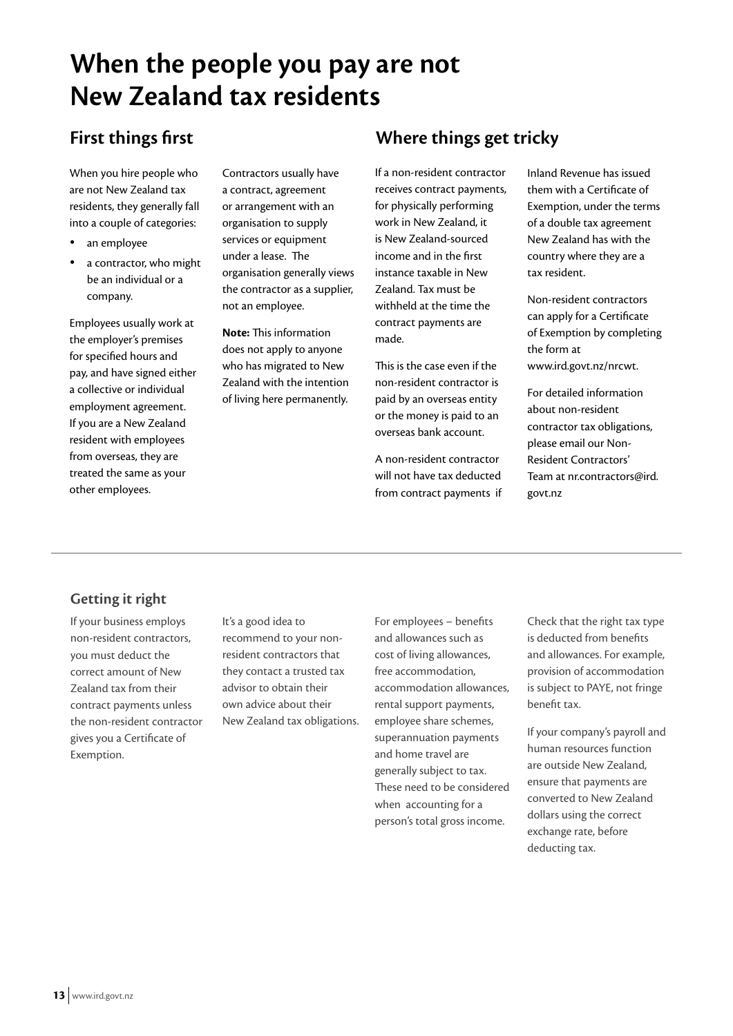# When the people you pay are not New Zealand tax residents

## First things first

When you hire people who are not New Zealand tax residents, they generally fall into a couple of categories:

- an employee
- a contractor, who might be an individual or a company.

Employees usually work at the employer's premises for specified hours and pay, and have signed either a collective or individual employment agreement. If you are a New Zealand resident with employees from overseas, they are treated the same as your other employees.

Contractors usually have a contract, agreement or arrangement with an organisation to supply services or equipment under a lease. The organisation generally views the contractor as a supplier, not an employee.

**Note:** This information does not apply to anyone who has migrated to New Zealand with the intention of living here permanently.

## Where things get tricky

If a non-resident contractor receives contract payments, for physically performing work in New Zealand, it is New Zealand-sourced income and in the first instance taxable in New Zealand. Tax must be withheld at the time the contract payments are made.

This is the case even if the non-resident contractor is paid by an overseas entity or the money is paid to an overseas bank account.

A non-resident contractor will not have tax deducted from contract payments if Inland Revenue has issued them with a Certificate of Exemption, under the terms of a double tax agreement New Zealand has with the country where they are a tax resident.

Non-resident contractors can apply for a Certificate of Exemption by completing the form at www.ird.govt.nz/nrcwt.

For detailed information about non-resident contractor tax obligations, please email our Non-Resident Contractors' Team at nr.contractors@ird.govt.nz

### Getting it right

If your business employs non-resident contractors, you must deduct the correct amount of New Zealand tax from their contract payments unless the non-resident contractor gives you a Certificate of Exemption.

It's a good idea to recommend to your non-resident contractors that they contact a trusted tax advisor to obtain their own advice about their New Zealand tax obligations.

For employees – benefits and allowances such as cost of living allowances, free accommodation, accommodation allowances, rental support payments, employee share schemes, superannuation payments and home travel are generally subject to tax. These need to be considered when accounting for a person's total gross income.

Check that the right tax type is deducted from benefits and allowances. For example, provision of accommodation is subject to PAYE, not fringe benefit tax.

If your company's payroll and human resources function are outside New Zealand, ensure that payments are converted to New Zealand dollars using the correct exchange rate, before deducting tax.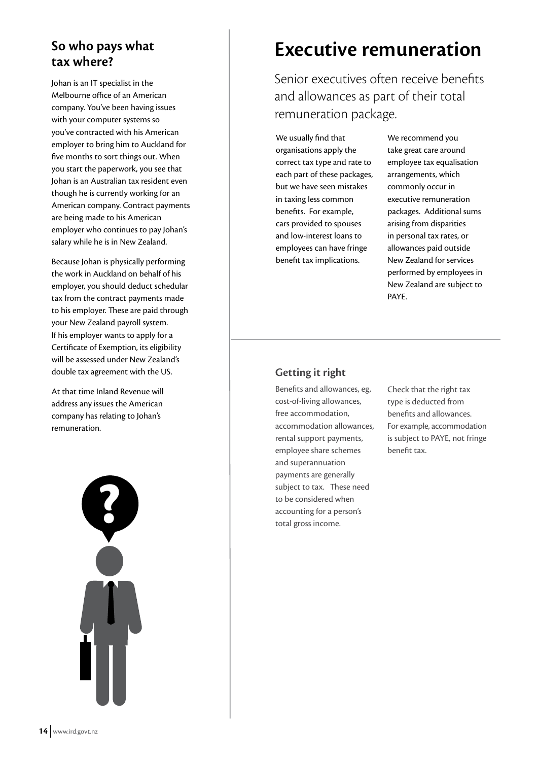## So who pays what tax where?

Johan is an IT specialist in the Melbourne office of an American company. You've been having issues with your computer systems so you've contracted with his American employer to bring him to Auckland for five months to sort things out. When you start the paperwork, you see that Johan is an Australian tax resident even though he is currently working for an American company. Contract payments are being made to his American employer who continues to pay Johan's salary while he is in New Zealand.

Because Johan is physically performing the work in Auckland on behalf of his employer, you should deduct schedular tax from the contract payments made to his employer. These are paid through your New Zealand payroll system. If his employer wants to apply for a Certificate of Exemption, its eligibility will be assessed under New Zealand's double tax agreement with the US.

At that time Inland Revenue will address any issues the American company has relating to Johan's remuneration.

# Executive remuneration

Senior executives often receive benefits and allowances as part of their total remuneration package.

We usually find that organisations apply the correct tax type and rate to each part of these packages, but we have seen mistakes in taxing less common benefits. For example, cars provided to spouses and low-interest loans to employees can have fringe benefit tax implications.

We recommend you take great care around employee tax equalisation arrangements, which commonly occur in executive remuneration packages. Additional sums arising from disparities in personal tax rates, or allowances paid outside New Zealand for services performed by employees in New Zealand are subject to PAYE.

### Getting it right

Benefits and allowances, eg, cost-of-living allowances, free accommodation, accommodation allowances, rental support payments, employee share schemes and superannuation payments are generally subject to tax. These need to be considered when accounting for a person's total gross income.

Check that the right tax type is deducted from benefits and allowances. For example, accommodation is subject to PAYE, not fringe benefit tax.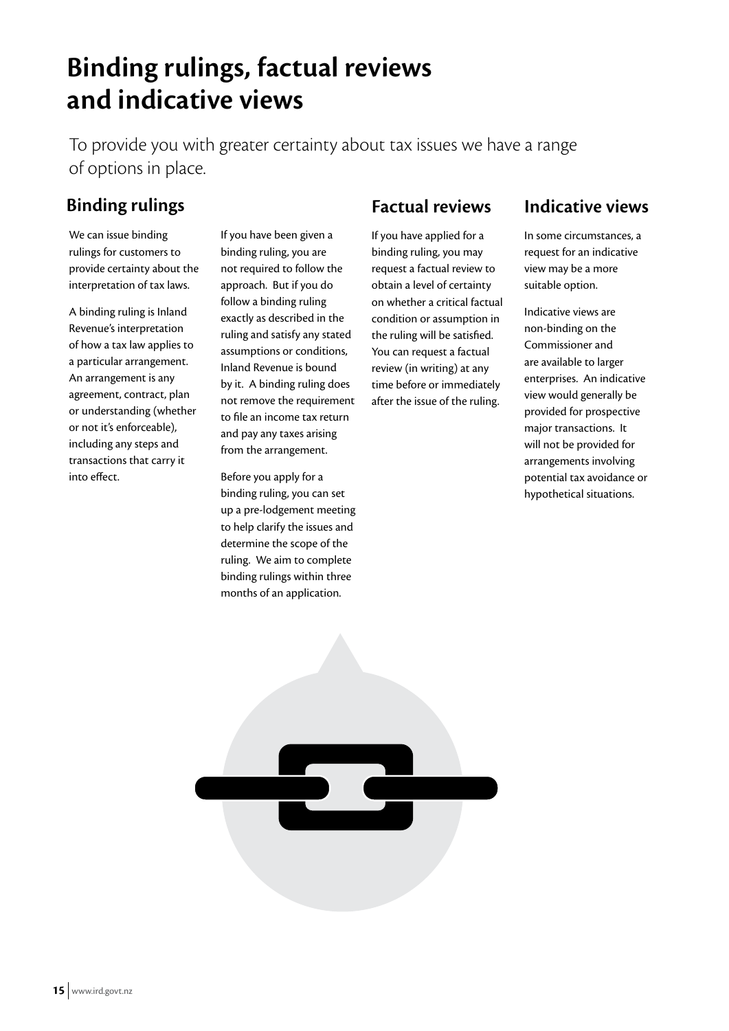# Binding rulings, factual reviews and indicative views

To provide you with greater certainty about tax issues we have a range of options in place.

## Binding rulings

We can issue binding rulings for customers to provide certainty about the interpretation of tax laws.

A binding ruling is Inland Revenue's interpretation of how a tax law applies to a particular arrangement. An arrangement is any agreement, contract, plan or understanding (whether or not it's enforceable), including any steps and transactions that carry it into effect.

If you have been given a binding ruling, you are not required to follow the approach. But if you do follow a binding ruling exactly as described in the ruling and satisfy any stated assumptions or conditions, Inland Revenue is bound by it. A binding ruling does not remove the requirement to file an income tax return and pay any taxes arising from the arrangement.

Before you apply for a binding ruling, you can set up a pre-lodgement meeting to help clarify the issues and determine the scope of the ruling. We aim to complete binding rulings within three months of an application.

## Factual reviews

If you have applied for a binding ruling, you may request a factual review to obtain a level of certainty on whether a critical factual condition or assumption in the ruling will be satisfied. You can request a factual review (in writing) at any time before or immediately after the issue of the ruling.

## Indicative views

In some circumstances, a request for an indicative view may be a more suitable option.

Indicative views are non-binding on the Commissioner and are available to larger enterprises. An indicative view would generally be provided for prospective major transactions. It will not be provided for arrangements involving potential tax avoidance or hypothetical situations.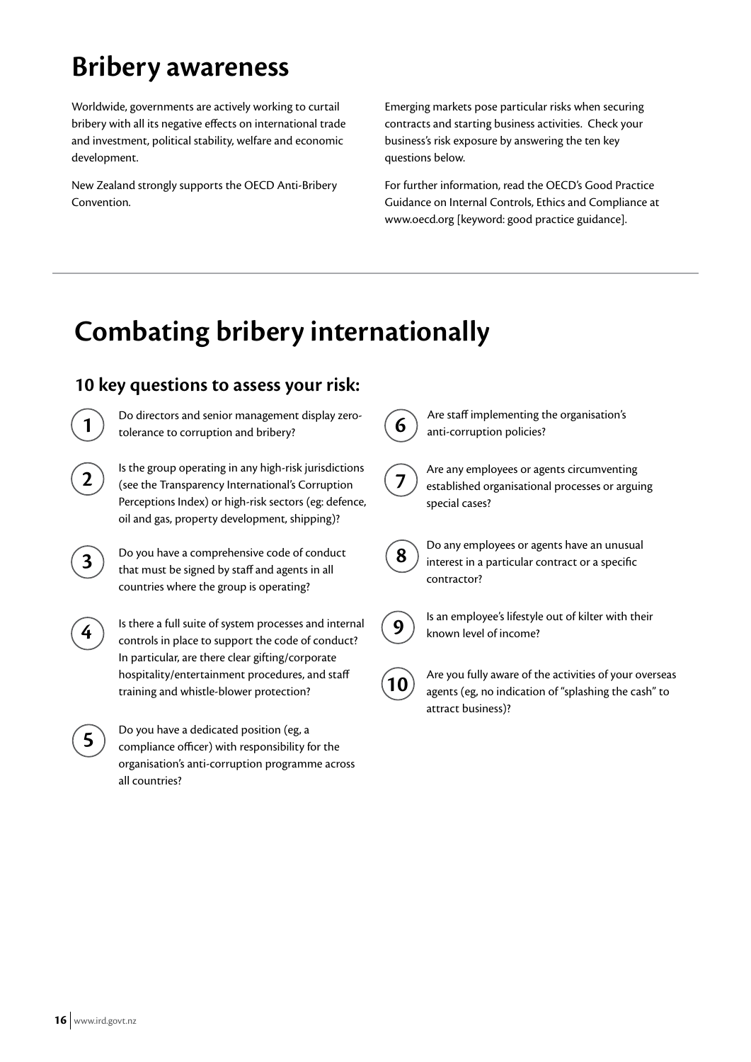# Bribery awareness

Worldwide, governments are actively working to curtail bribery with all its negative effects on international trade and investment, political stability, welfare and economic development.

New Zealand strongly supports the OECD Anti-Bribery Convention.

Emerging markets pose particular risks when securing contracts and starting business activities. Check your business's risk exposure by answering the ten key questions below.

For further information, read the OECD's Good Practice Guidance on Internal Controls, Ethics and Compliance at www.oecd.org [keyword: good practice guidance].

---

# Combating bribery internationally

## 10 key questions to assess your risk:

1. Do directors and senior management display zero-tolerance to corruption and bribery?

2. Is the group operating in any high-risk jurisdictions (see the Transparency International's Corruption Perceptions Index) or high-risk sectors (eg: defence, oil and gas, property development, shipping)?

3. Do you have a comprehensive code of conduct that must be signed by staff and agents in all countries where the group is operating?

4. Is there a full suite of system processes and internal controls in place to support the code of conduct? In particular, are there clear gifting/corporate hospitality/entertainment procedures, and staff training and whistle-blower protection?

5. Do you have a dedicated position (eg, a compliance officer) with responsibility for the organisation's anti-corruption programme across all countries?

6. Are staff implementing the organisation's anti-corruption policies?

7. Are any employees or agents circumventing established organisational processes or arguing special cases?

8. Do any employees or agents have an unusual interest in a particular contract or a specific contractor?

9. Is an employee's lifestyle out of kilter with their known level of income?

10. Are you fully aware of the activities of your overseas agents (eg, no indication of "splashing the cash" to attract business)?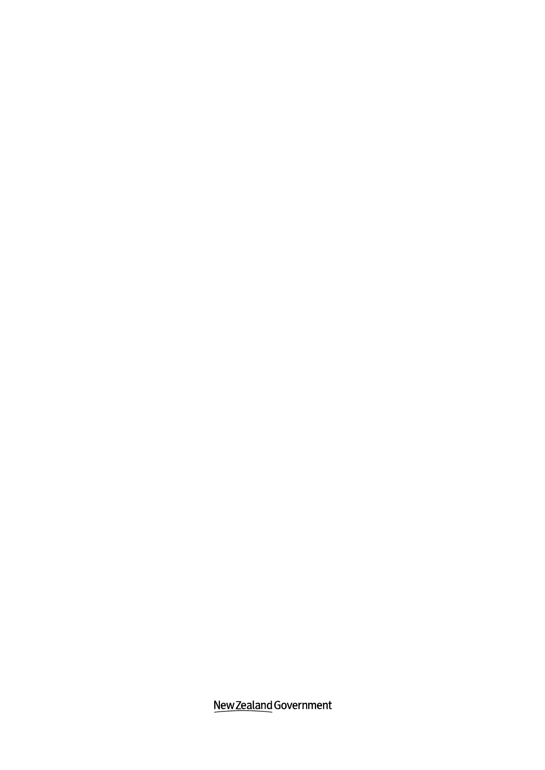New Zealand Government